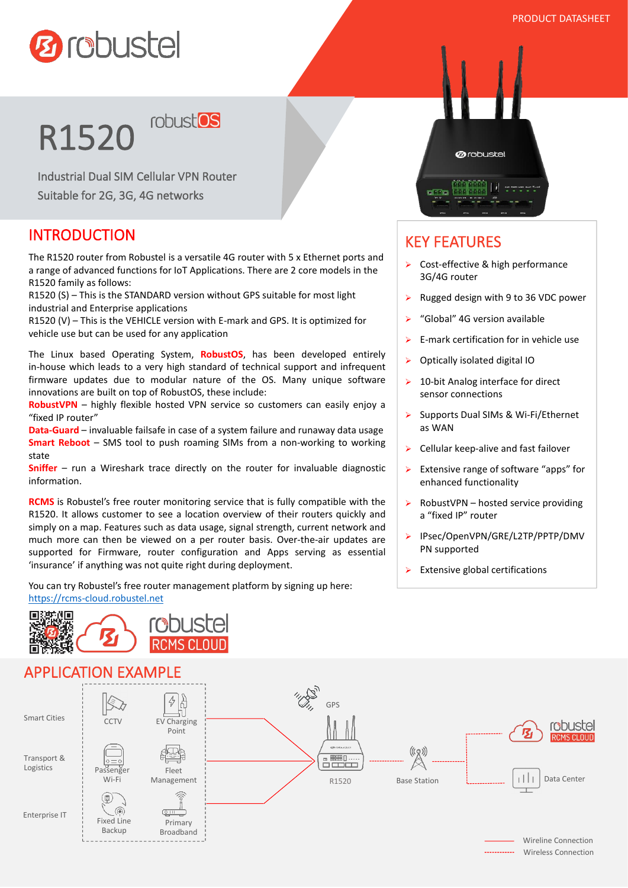PRODUCT DATASHEET

# R1520

robustOS

Industrial Dual SIM Cellular VPN Router
Suitable for 2G, 3G, 4G networks

## INTRODUCTION

The R1520 router from Robustel is a versatile 4G router with 5 x Ethernet ports and a range of advanced functions for IoT Applications. There are 2 core models in the R1520 family as follows:
R1520 (S) – This is the STANDARD version without GPS suitable for most light industrial and Enterprise applications
R1520 (V) – This is the VEHICLE version with E-mark and GPS. It is optimized for vehicle use but can be used for any application

The Linux based Operating System, **RobustOS**, has been developed entirely in-house which leads to a very high standard of technical support and infrequent firmware updates due to modular nature of the OS. Many unique software innovations are built on top of RobustOS, these include:
**RobustVPN** – highly flexible hosted VPN service so customers can easily enjoy a "fixed IP router"
**Data-Guard** – invaluable failsafe in case of a system failure and runaway data usage
**Smart Reboot** – SMS tool to push roaming SIMs from a non-working to working state
**Sniffer** – run a Wireshark trace directly on the router for invaluable diagnostic information.

**RCMS** is Robustel's free router monitoring service that is fully compatible with the R1520. It allows customer to see a location overview of their routers quickly and simply on a map. Features such as data usage, signal strength, current network and much more can then be viewed on a per router basis. Over-the-air updates are supported for Firmware, router configuration and Apps serving as essential 'insurance' if anything was not quite right during deployment.

You can try Robustel's free router management platform by signing up here:
https://rcms-cloud.robustel.net

robustel RCMS CLOUD

## KEY FEATURES

- Cost-effective & high performance 3G/4G router
- Rugged design with 9 to 36 VDC power
- "Global" 4G version available
- E-mark certification for in vehicle use
- Optically isolated digital IO
- 10-bit Analog interface for direct sensor connections
- Supports Dual SIMs & Wi-Fi/Ethernet as WAN
- Cellular keep-alive and fast failover
- Extensive range of software "apps" for enhanced functionality
- RobustVPN – hosted service providing a "fixed IP" router
- IPsec/OpenVPN/GRE/L2TP/PPTP/DMVPN supported
- Extensive global certifications

## APPLICATION EXAMPLE

Smart Cities: CCTV, EV Charging Point
Transport & Logistics: Passenger Wi-Fi, Fleet Management
Enterprise IT: Fixed Line Backup, Primary Broadband

GPS — R1520 — Base Station — robustel RCMS CLOUD / Data Center

Wireline Connection
Wireless Connection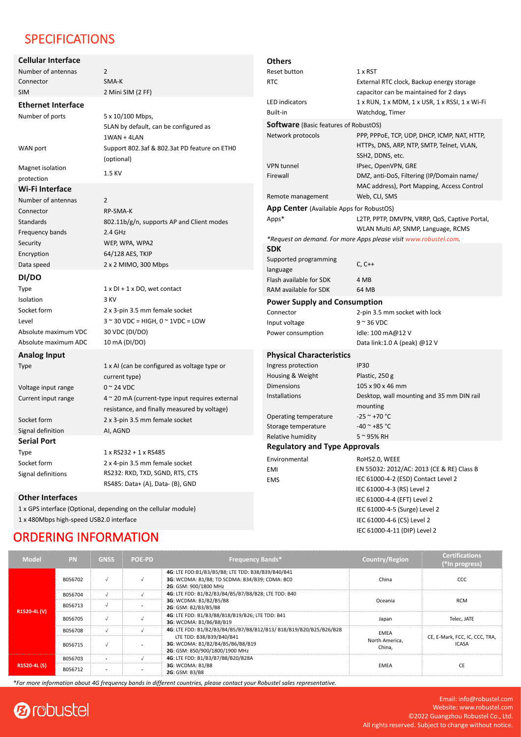# SPECIFICATIONS

### Cellular Interface

| | |
|---|---|
| Number of antennas | 2 |
| Connector | SMA-K |
| SIM | 2 Mini SIM (2 FF) |

### Ethernet Interface

| | |
|---|---|
| Number of ports | 5 x 10/100 Mbps, 5LAN by default, can be configured as 1WAN + 4LAN |
| WAN port | Support 802.3af & 802.3at PD feature on ETH0 (optional) |
| Magnet isolation protection | 1.5 KV |

### Wi-Fi Interface

| | |
|---|---|
| Number of antennas | 2 |
| Connector | RP-SMA-K |
| Standards | 802.11b/g/n, supports AP and Client modes |
| Frequency bands | 2.4 GHz |
| Security | WEP, WPA, WPA2 |
| Encryption | 64/128 AES, TKIP |
| Data speed | 2 x 2 MIMO, 300 Mbps |

### DI/DO

| | |
|---|---|
| Type | 1 x DI + 1 x DO, wet contact |
| Isolation | 3 KV |
| Socket form | 2 x 3-pin 3.5 mm female socket |
| Level | 3 ~ 30 VDC = HIGH, 0 ~ 1VDC = LOW |
| Absolute maximum VDC | 30 VDC (DI/DO) |
| Absolute maximum ADC | 10 mA (DI/DO) |

### Analog Input

| | |
|---|---|
| Type | 1 x AI (can be configured as voltage type or current type) |
| Voltage input range | 0 ~ 24 VDC |
| Current input range | 4 ~ 20 mA (current-type input requires external resistance, and finally measured by voltage) |
| Socket form | 2 x 3-pin 3.5 mm female socket |
| Signal definition | AI, AGND |

### Serial Port

| | |
|---|---|
| Type | 1 x RS232 + 1 x RS485 |
| Socket form | 2 x 4-pin 3.5 mm female socket |
| Signal definitions | RS232: RXD, TXD, SGND, RTS, CTS<br>RS485: Data+ (A), Data- (B), GND |

### Other Interfaces

1 x GPS interface (Optional, depending on the cellular module)

1 x 480Mbps high-speed USB2.0 interface

### Others

| | |
|---|---|
| Reset button | 1 x RST |
| RTC | External RTC clock, Backup energy storage capacitor can be maintained for 2 days |
| LED indicators | 1 x RUN, 1 x MDM, 1 x USR, 1 x RSSI, 1 x Wi-Fi |
| Built-in | Watchdog, Timer |

### Software (Basic features of RobustOS)

| | |
|---|---|
| Network protocols | PPP, PPPoE, TCP, UDP, DHCP, ICMP, NAT, HTTP, HTTPs, DNS, ARP, NTP, SMTP, Telnet, VLAN, SSH2, DDNS, etc. |
| VPN tunnel | IPsec, OpenVPN, GRE |
| Firewall | DMZ, anti-DoS, Filtering (IP/Domain name/ MAC address), Port Mapping, Access Control |
| Remote management | Web, CLI, SMS |

### App Center (Available Apps for RobustOS)

| | |
|---|---|
| Apps* | L2TP, PPTP, DMVPN, VRRP, QoS, Captive Portal, WLAN Multi AP, SNMP, Language, RCMS |

*\*Request on demand. For more Apps please visit www.robustel.com.*

### SDK

| | |
|---|---|
| Supported programming language | C, C++ |
| Flash available for SDK | 4 MB |
| RAM available for SDK | 64 MB |

### Power Supply and Consumption

| | |
|---|---|
| Connector | 2-pin 3.5 mm socket with lock |
| Input voltage | 9 ~ 36 VDC |
| Power consumption | Idle: 100 mA@12 V<br>Data link:1.0 A (peak) @12 V |

### Physical Characteristics

| | |
|---|---|
| Ingress protection | IP30 |
| Housing & Weight | Plastic, 250 g |
| Dimensions | 105 x 90 x 46 mm |
| Installations | Desktop, wall mounting and 35 mm DIN rail mounting |
| Operating temperature | -25 ~ +70 °C |
| Storage temperature | -40 ~ +85 °C |
| Relative humidity | 5 ~ 95% RH |

### Regulatory and Type Approvals

| | |
|---|---|
| Environmental | RoHS2.0, WEEE |
| EMI | EN 55032: 2012/AC: 2013 (CE & RE) Class B |
| EMS | IEC 61000-4-2 (ESD) Contact Level 2<br>IEC 61000-4-3 (RS) Level 2<br>IEC 61000-4-4 (EFT) Level 2<br>IEC 61000-4-5 (Surge) Level 2<br>IEC 61000-4-6 (CS) Level 2<br>IEC 61000-4-11 (DIP) Level 2 |

# ORDERING INFORMATION

| Model | PN | GNSS | POE-PD | Frequency Bands* | Country/Region | Certifications (*In progress) |
|---|---|---|---|---|---|---|
| R1520-4L (V) | B056702 | √ | √ | 4G: LTE FDD:B1/B3/B5/B8; LTE TDD: B38/B39/B40/B41<br>3G: WCDMA: B1/B8; TD SCDMA: B34/B39; CDMA: BC0<br>2G: GSM: 900/1800 MHz | China | CCC |
| | B056704 | √ | √ | 4G: LTE FDD: B1/B2/B3/B4/B5/B7/B8/B28; LTE TDD: B40<br>3G: WCDMA: B1/B2/B5/B8<br>2G: GSM: B2/B3/B5/B8 | Oceania | RCM |
| | B056713 | √ | - | | | |
| | B056705 | √ | √ | 4G: LTE FDD: B1/B3/B8/B18/B19/B26; LTE TDD: B41<br>3G: WCDMA: B1/B6/B8/B19 | Japan | Telec, JATE |
| | B056708 | √ | √ | 4G: LTE FDD: B1/B2/B3/B4/B5/B7/B8/B12/B13/ B18/B19/B20/B25/B26/B28<br>LTE TDD: B38/B39/B40/B41<br>3G: WCDMA: B1/B2/B4/B5/B6/B8/B19<br>2G: GSM: 850/900/1800/1900 MHz | EMEA<br>North America,<br>China, | CE, E-Mark, FCC, IC, CCC, TRA, ICASA |
| | B056715 | √ | - | | | |
| R1520-4L (S) | B056703 | - | √ | 4G: LTE FDD: B1/B3/B7/B8/B20/B28A<br>3G: WCDMA: B1/B8<br>2G: GSM: B3/B8 | EMEA | CE |
| | B056712 | - | - | | | |

*\*For more information about 4G frequency bands in different countries, please contact your Robustel sales representative.*

Email: info@robustel.com
Website: www.robustel.com
©2022 Guangzhou Robustel Co., Ltd.
All rights reserved. Subject to change without notice.